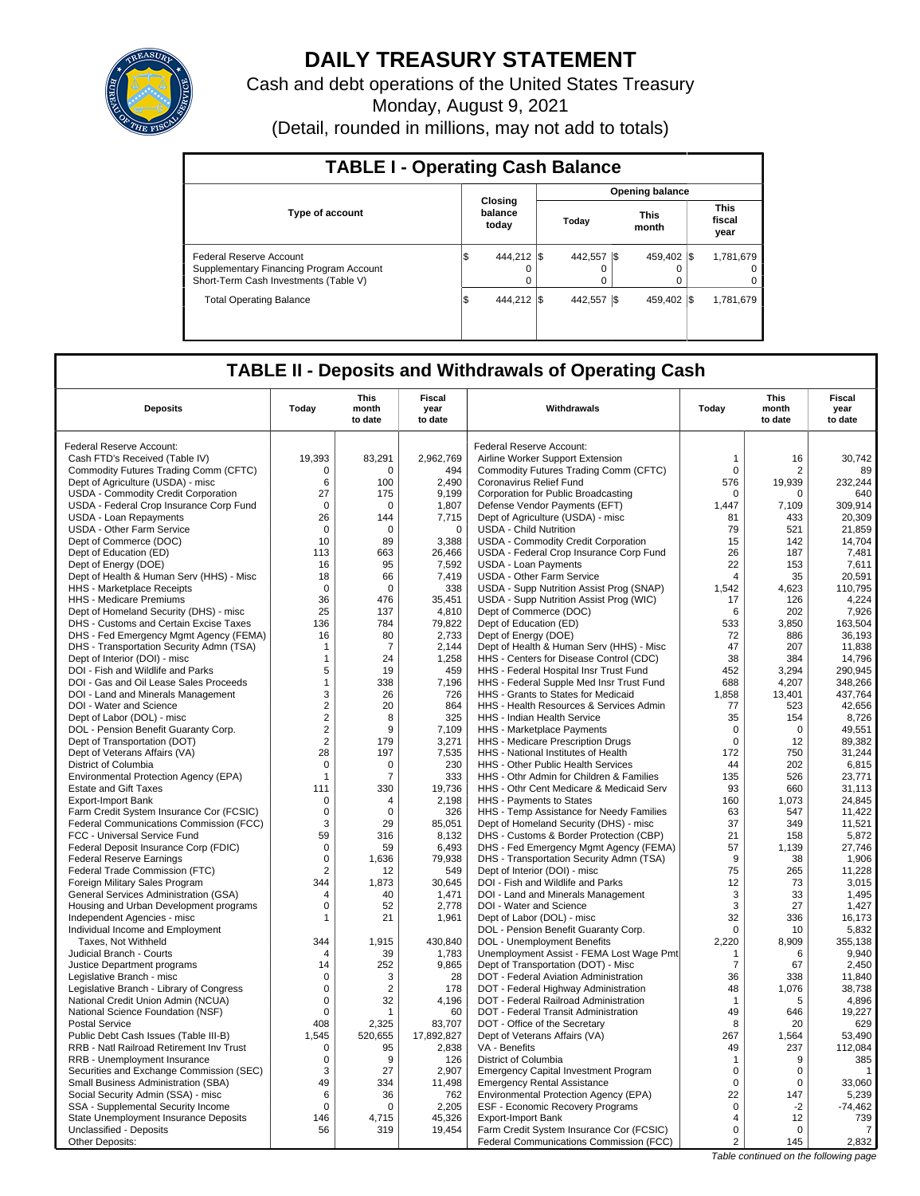# DAILY TREASURY STATEMENT

Cash and debt operations of the United States Treasury

Monday, August 9, 2021

(Detail, rounded in millions, may not add to totals)

## TABLE I - Operating Cash Balance

| Type of account | Closing balance today | Opening balance Today | Opening balance This month | Opening balance This fiscal year |
|---|---|---|---|---|
| Federal Reserve Account | $ 444,212 | $ 442,557 | $ 459,402 | $ 1,781,679 |
| Supplementary Financing Program Account | 0 | 0 | 0 | 0 |
| Short-Term Cash Investments (Table V) | 0 | 0 | 0 | 0 |
| Total Operating Balance | $ 444,212 | $ 442,557 | $ 459,402 | $ 1,781,679 |

## TABLE II - Deposits and Withdrawals of Operating Cash

| Deposits | Today | This month to date | Fiscal year to date | Withdrawals | Today | This month to date | Fiscal year to date |
|---|---|---|---|---|---|---|---|
| Federal Reserve Account: | | | | Federal Reserve Account: | | | |
| Cash FTD's Received (Table IV) | 19,393 | 83,291 | 2,962,769 | Airline Worker Support Extension | 1 | 16 | 30,742 |
| Commodity Futures Trading Comm (CFTC) | 0 | 0 | 494 | Commodity Futures Trading Comm (CFTC) | 0 | 2 | 89 |
| Dept of Agriculture (USDA) - misc | 6 | 100 | 2,490 | Coronavirus Relief Fund | 576 | 19,939 | 232,244 |
| USDA - Commodity Credit Corporation | 27 | 175 | 9,199 | Corporation for Public Broadcasting | 0 | 0 | 640 |
| USDA - Federal Crop Insurance Corp Fund | 0 | 0 | 1,807 | Defense Vendor Payments (EFT) | 1,447 | 7,109 | 309,914 |
| USDA - Loan Repayments | 26 | 144 | 7,715 | Dept of Agriculture (USDA) - misc | 81 | 433 | 20,309 |
| USDA - Other Farm Service | 0 | 0 | 0 | USDA - Child Nutrition | 79 | 521 | 21,859 |
| Dept of Commerce (DOC) | 10 | 89 | 3,388 | USDA - Commodity Credit Corporation | 15 | 142 | 14,704 |
| Dept of Education (ED) | 113 | 663 | 26,466 | USDA - Federal Crop Insurance Corp Fund | 26 | 187 | 7,481 |
| Dept of Energy (DOE) | 16 | 95 | 7,592 | USDA - Loan Payments | 22 | 153 | 7,611 |
| Dept of Health & Human Serv (HHS) - Misc | 18 | 66 | 7,419 | USDA - Other Farm Service | 4 | 35 | 20,591 |
| HHS - Marketplace Receipts | 0 | 0 | 338 | USDA - Supp Nutrition Assist Prog (SNAP) | 1,542 | 4,623 | 110,795 |
| HHS - Medicare Premiums | 36 | 476 | 35,451 | USDA - Supp Nutrition Assist Prog (WIC) | 17 | 126 | 4,224 |
| Dept of Homeland Security (DHS) - misc | 25 | 137 | 4,810 | Dept of Commerce (DOC) | 6 | 202 | 7,926 |
| DHS - Customs and Certain Excise Taxes | 136 | 784 | 79,822 | Dept of Education (ED) | 533 | 3,850 | 163,504 |
| DHS - Fed Emergency Mgmt Agency (FEMA) | 16 | 80 | 2,733 | Dept of Energy (DOE) | 72 | 886 | 36,193 |
| DHS - Transportation Security Admn (TSA) | 1 | 7 | 2,144 | Dept of Health & Human Serv (HHS) - Misc | 47 | 207 | 11,838 |
| Dept of Interior (DOI) - misc | 1 | 24 | 1,258 | HHS - Centers for Disease Control (CDC) | 38 | 384 | 14,796 |
| DOI - Fish and Wildlife and Parks | 5 | 19 | 459 | HHS - Federal Hospital Insr Trust Fund | 452 | 3,294 | 290,945 |
| DOI - Gas and Oil Lease Sales Proceeds | 1 | 338 | 7,196 | HHS - Federal Supple Med Insr Trust Fund | 688 | 4,207 | 348,266 |
| DOI - Land and Minerals Management | 3 | 26 | 726 | HHS - Grants to States for Medicaid | 1,858 | 13,401 | 437,764 |
| DOI - Water and Science | 2 | 20 | 864 | HHS - Health Resources & Services Admin | 77 | 523 | 42,656 |
| Dept of Labor (DOL) - misc | 2 | 8 | 325 | HHS - Indian Health Service | 35 | 154 | 8,726 |
| DOL - Pension Benefit Guaranty Corp. | 2 | 9 | 7,109 | HHS - Marketplace Payments | 0 | 0 | 49,551 |
| Dept of Transportation (DOT) | 2 | 179 | 3,271 | HHS - Medicare Prescription Drugs | 0 | 12 | 89,382 |
| Dept of Veterans Affairs (VA) | 28 | 197 | 7,535 | HHS - National Institutes of Health | 172 | 750 | 31,244 |
| District of Columbia | 0 | 0 | 230 | HHS - Other Public Health Services | 44 | 202 | 6,815 |
| Environmental Protection Agency (EPA) | 1 | 7 | 333 | HHS - Othr Admin for Children & Families | 135 | 526 | 23,771 |
| Estate and Gift Taxes | 111 | 330 | 19,736 | HHS - Othr Cent Medicare & Medicaid Serv | 93 | 660 | 31,113 |
| Export-Import Bank | 0 | 4 | 2,198 | HHS - Payments to States | 160 | 1,073 | 24,845 |
| Farm Credit System Insurance Cor (FCSIC) | 0 | 0 | 326 | HHS - Temp Assistance for Needy Families | 63 | 547 | 11,422 |
| Federal Communications Commission (FCC) | 3 | 29 | 85,051 | Dept of Homeland Security (DHS) - misc | 37 | 349 | 11,521 |
| FCC - Universal Service Fund | 59 | 316 | 8,132 | DHS - Customs & Border Protection (CBP) | 21 | 158 | 5,872 |
| Federal Deposit Insurance Corp (FDIC) | 0 | 59 | 6,493 | DHS - Fed Emergency Mgmt Agency (FEMA) | 57 | 1,139 | 27,746 |
| Federal Reserve Earnings | 0 | 1,636 | 79,938 | DHS - Transportation Security Admn (TSA) | 9 | 38 | 1,906 |
| Federal Trade Commission (FTC) | 2 | 12 | 549 | Dept of Interior (DOI) - misc | 75 | 265 | 11,228 |
| Foreign Military Sales Program | 344 | 1,873 | 30,645 | DOI - Fish and Wildlife and Parks | 12 | 73 | 3,015 |
| General Services Administration (GSA) | 4 | 40 | 1,471 | DOI - Land and Minerals Management | 3 | 33 | 1,495 |
| Housing and Urban Development programs | 0 | 52 | 2,778 | DOI - Water and Science | 3 | 27 | 1,427 |
| Independent Agencies - misc | 1 | 21 | 1,961 | Dept of Labor (DOL) - misc | 32 | 336 | 16,173 |
| Individual Income and Employment Taxes, Not Withheld | 344 | 1,915 | 430,840 | DOL - Pension Benefit Guaranty Corp. | 0 | 10 | 5,832 |
| Judicial Branch - Courts | 4 | 39 | 1,783 | DOL - Unemployment Benefits | 2,220 | 8,909 | 355,138 |
| Justice Department programs | 14 | 252 | 9,865 | Unemployment Assist - FEMA Lost Wage Pmt | 1 | 6 | 9,940 |
| Legislative Branch - misc | 0 | 3 | 28 | Dept of Transportation (DOT) - Misc | 7 | 67 | 2,450 |
| Legislative Branch - Library of Congress | 0 | 2 | 178 | DOT - Federal Aviation Administration | 36 | 338 | 11,840 |
| National Credit Union Admin (NCUA) | 0 | 32 | 4,196 | DOT - Federal Highway Administration | 48 | 1,076 | 38,738 |
| National Science Foundation (NSF) | 0 | 1 | 60 | DOT - Federal Railroad Administration | 1 | 5 | 4,896 |
| Postal Service | 408 | 2,325 | 83,707 | DOT - Federal Transit Administration | 49 | 646 | 19,227 |
| Public Debt Cash Issues (Table III-B) | 1,545 | 520,655 | 17,892,827 | DOT - Office of the Secretary | 8 | 20 | 629 |
| RRB - Natl Railroad Retirement Inv Trust | 0 | 95 | 2,838 | Dept of Veterans Affairs (VA) | 267 | 1,564 | 53,490 |
| RRB - Unemployment Insurance | 0 | 9 | 126 | VA - Benefits | 49 | 237 | 112,084 |
| Securities and Exchange Commission (SEC) | 3 | 27 | 2,907 | District of Columbia | 1 | 9 | 385 |
| Small Business Administration (SBA) | 49 | 334 | 11,498 | Emergency Capital Investment Program | 0 | 0 | 1 |
| Social Security Admin (SSA) - misc | 6 | 36 | 762 | Emergency Rental Assistance | 0 | 0 | 33,060 |
| SSA - Supplemental Security Income | 0 | 0 | 2,205 | Environmental Protection Agency (EPA) | 22 | 147 | 5,239 |
| State Unemployment Insurance Deposits | 146 | 4,715 | 45,326 | ESF - Economic Recovery Programs | 0 | -2 | -74,462 |
| Unclassified - Deposits | 56 | 319 | 19,454 | Export-Import Bank | 4 | 12 | 739 |
| Other Deposits: | | | | Farm Credit System Insurance Cor (FCSIC) | 0 | 0 | 7 |
| | | | | Federal Communications Commission (FCC) | 2 | 145 | 2,832 |

*Table continued on the following page*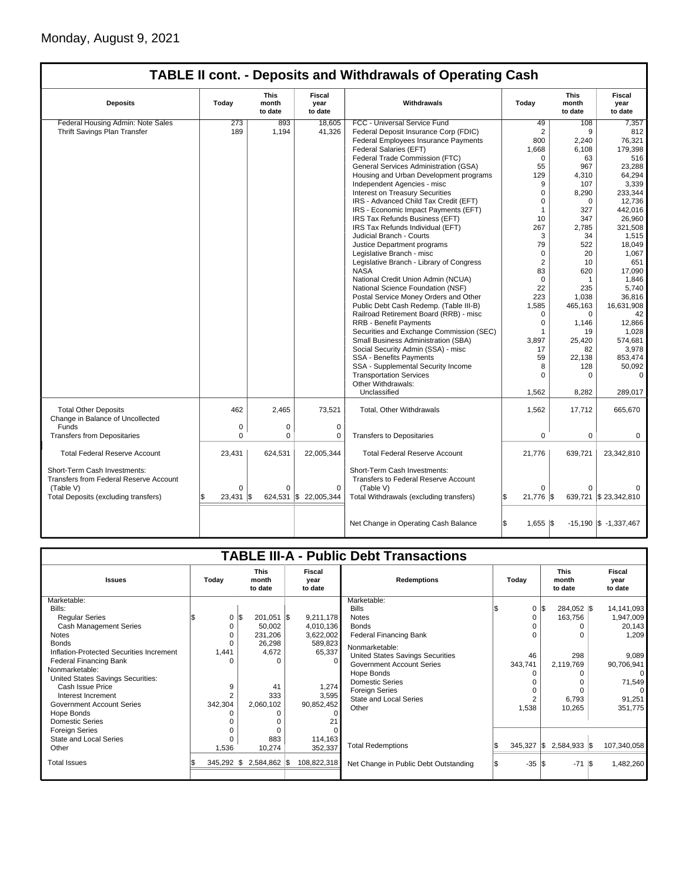Monday, August 9, 2021

## TABLE II cont. - Deposits and Withdrawals of Operating Cash

| Deposits | Today | This month to date | Fiscal year to date | Withdrawals | Today | This month to date | Fiscal year to date |
|---|---|---|---|---|---|---|---|
| Federal Housing Admin: Note Sales | 273 | 893 | 18,605 | FCC - Universal Service Fund | 49 | 108 | 7,357 |
| Thrift Savings Plan Transfer | 189 | 1,194 | 41,326 | Federal Deposit Insurance Corp (FDIC) | 2 | 9 | 812 |
| | | | | Federal Employees Insurance Payments | 800 | 2,240 | 76,321 |
| | | | | Federal Salaries (EFT) | 1,668 | 6,108 | 179,398 |
| | | | | Federal Trade Commission (FTC) | 0 | 63 | 516 |
| | | | | General Services Administration (GSA) | 55 | 967 | 23,288 |
| | | | | Housing and Urban Development programs | 129 | 4,310 | 64,294 |
| | | | | Independent Agencies - misc | 9 | 107 | 3,339 |
| | | | | Interest on Treasury Securities | 0 | 8,290 | 233,344 |
| | | | | IRS - Advanced Child Tax Credit (EFT) | 0 | 0 | 12,736 |
| | | | | IRS - Economic Impact Payments (EFT) | 1 | 327 | 442,016 |
| | | | | IRS Tax Refunds Business (EFT) | 10 | 347 | 26,960 |
| | | | | IRS Tax Refunds Individual (EFT) | 267 | 2,785 | 321,508 |
| | | | | Judicial Branch - Courts | 3 | 34 | 1,515 |
| | | | | Justice Department programs | 79 | 522 | 18,049 |
| | | | | Legislative Branch - misc | 0 | 20 | 1,067 |
| | | | | Legislative Branch - Library of Congress | 2 | 10 | 651 |
| | | | | NASA | 83 | 620 | 17,090 |
| | | | | National Credit Union Admin (NCUA) | 0 | 1 | 1,846 |
| | | | | National Science Foundation (NSF) | 22 | 235 | 5,740 |
| | | | | Postal Service Money Orders and Other | 223 | 1,038 | 36,816 |
| | | | | Public Debt Cash Redemp. (Table III-B) | 1,585 | 465,163 | 16,631,908 |
| | | | | Railroad Retirement Board (RRB) - misc | 0 | 0 | 42 |
| | | | | RRB - Benefit Payments | 0 | 1,146 | 12,866 |
| | | | | Securities and Exchange Commission (SEC) | 1 | 19 | 1,028 |
| | | | | Small Business Administration (SBA) | 3,897 | 25,420 | 574,681 |
| | | | | Social Security Admin (SSA) - misc | 17 | 82 | 3,978 |
| | | | | SSA - Benefits Payments | 59 | 22,138 | 853,474 |
| | | | | SSA - Supplemental Security Income | 8 | 128 | 50,092 |
| | | | | Transportation Services | 0 | 0 | 0 |
| | | | | Other Withdrawals: | | | |
| | | | | Unclassified | 1,562 | 8,282 | 289,017 |
| Total Other Deposits | 462 | 2,465 | 73,521 | Total, Other Withdrawals | 1,562 | 17,712 | 665,670 |
| Change in Balance of Uncollected Funds | 0 | 0 | 0 | | | | |
| Transfers from Depositaries | 0 | 0 | 0 | Transfers to Depositaries | 0 | 0 | 0 |
| Total Federal Reserve Account | 23,431 | 624,531 | 22,005,344 | Total Federal Reserve Account | 21,776 | 639,721 | 23,342,810 |
| Short-Term Cash Investments: Transfers from Federal Reserve Account (Table V) | 0 | 0 | 0 | Short-Term Cash Investments: Transfers to Federal Reserve Account (Table V) | 0 | 0 | 0 |
| Total Deposits (excluding transfers) | $ 23,431 | $ 624,531 | $ 22,005,344 | Total Withdrawals (excluding transfers) | $ 21,776 | $ 639,721 | $ 23,342,810 |
| | | | | Net Change in Operating Cash Balance | $ 1,655 | $ -15,190 | $ -1,337,467 |

## TABLE III-A - Public Debt Transactions

| Issues | Today | This month to date | Fiscal year to date | Redemptions | Today | This month to date | Fiscal year to date |
|---|---|---|---|---|---|---|---|
| Marketable: | | | | Marketable: | | | |
| Bills: | | | | Bills | $ 0 | $ 284,052 | $ 14,141,093 |
| Regular Series | $ 0 | $ 201,051 | $ 9,211,178 | Notes | 0 | 163,756 | 1,947,009 |
| Cash Management Series | 0 | 50,002 | 4,010,136 | Bonds | 0 | 0 | 20,143 |
| Notes | 0 | 231,206 | 3,622,002 | Federal Financing Bank | 0 | 0 | 1,209 |
| Bonds | 0 | 26,298 | 589,823 | Nonmarketable: | | | |
| Inflation-Protected Securities Increment | 1,441 | 4,672 | 65,337 | United States Savings Securities | 46 | 298 | 9,089 |
| Federal Financing Bank | 0 | 0 | 0 | Government Account Series | 343,741 | 2,119,769 | 90,706,941 |
| Nonmarketable: | | | | Hope Bonds | 0 | 0 | 0 |
| United States Savings Securities: | | | | Domestic Series | 0 | 0 | 71,549 |
| Cash Issue Price | 9 | 41 | 1,274 | Foreign Series | 0 | 0 | 0 |
| Interest Increment | 2 | 333 | 3,595 | State and Local Series | 2 | 6,793 | 91,251 |
| Government Account Series | 342,304 | 2,060,102 | 90,852,452 | Other | 1,538 | 10,265 | 351,775 |
| Hope Bonds | 0 | 0 | 0 | | | | |
| Domestic Series | 0 | 0 | 21 | | | | |
| Foreign Series | 0 | 0 | 0 | | | | |
| State and Local Series | 0 | 883 | 114,163 | | | | |
| Other | 1,536 | 10,274 | 352,337 | Total Redemptions | $ 345,327 | $ 2,584,933 | $ 107,340,058 |
| Total Issues | $ 345,292 | $ 2,584,862 | $ 108,822,318 | Net Change in Public Debt Outstanding | $ -35 | $ -71 | $ 1,482,260 |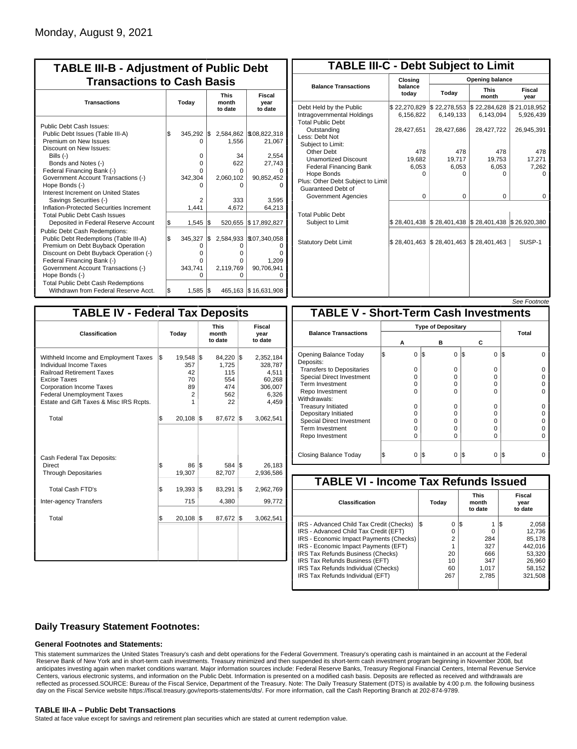Monday, August 9, 2021

## TABLE III-B - Adjustment of Public Debt Transactions to Cash Basis

| Transactions | Today | This month to date | Fiscal year to date |
|---|---|---|---|
| Public Debt Cash Issues: | | | |
| Public Debt Issues (Table III-A) | $ 345,292 | $ 2,584,862 | $ 108,822,318 |
| Premium on New Issues | 0 | 1,556 | 21,067 |
| Discount on New Issues: | | | |
| Bills (-) | 0 | 34 | 2,554 |
| Bonds and Notes (-) | 0 | 622 | 27,743 |
| Federal Financing Bank (-) | 0 | 0 | 0 |
| Government Account Transactions (-) | 342,304 | 2,060,102 | 90,852,452 |
| Hope Bonds (-) | 0 | 0 | 0 |
| Interest Increment on United States Savings Securities (-) | 2 | 333 | 3,595 |
| Inflation-Protected Securities Increment | 1,441 | 4,672 | 64,213 |
| Total Public Debt Cash Issues Deposited in Federal Reserve Account | $ 1,545 | $ 520,655 | $ 17,892,827 |
| Public Debt Cash Redemptions: | | | |
| Public Debt Redemptions (Table III-A) | $ 345,327 | $ 2,584,933 | $ 107,340,058 |
| Premium on Debt Buyback Operation | 0 | 0 | 0 |
| Discount on Debt Buyback Operation (-) | 0 | 0 | 0 |
| Federal Financing Bank (-) | 0 | 0 | 1,209 |
| Government Account Transactions (-) | 343,741 | 2,119,769 | 90,706,941 |
| Hope Bonds (-) | 0 | 0 | 0 |
| Total Public Debt Cash Redemptions Withdrawn from Federal Reserve Acct. | $ 1,585 | $ 465,163 | $ 16,631,908 |

## TABLE III-C - Debt Subject to Limit

| Balance Transactions | Closing balance today | Opening balance Today | Opening balance This month | Opening balance Fiscal year |
|---|---|---|---|---|
| Debt Held by the Public | $ 22,270,829 | $ 22,278,553 | $ 22,284,628 | $ 21,018,952 |
| Intragovernmental Holdings | 6,156,822 | 6,149,133 | 6,143,094 | 5,926,439 |
| Total Public Debt Outstanding | 28,427,651 | 28,427,686 | 28,427,722 | 26,945,391 |
| Less: Debt Not Subject to Limit: | | | | |
| Other Debt | 478 | 478 | 478 | 478 |
| Unamortized Discount | 19,682 | 19,717 | 19,753 | 17,271 |
| Federal Financing Bank | 6,053 | 6,053 | 6,053 | 7,262 |
| Hope Bonds | 0 | 0 | 0 | 0 |
| Plus: Other Debt Subject to Limit Guaranteed Debt of Government Agencies | 0 | 0 | 0 | 0 |
| Total Public Debt Subject to Limit | $ 28,401,438 | $ 28,401,438 | $ 28,401,438 | $ 26,920,380 |
| Statutory Debt Limit | $ 28,401,463 | $ 28,401,463 | $ 28,401,463 | SUSP-1 |

*See Footnote*

## TABLE IV - Federal Tax Deposits

| Classification | Today | This month to date | Fiscal year to date |
|---|---|---|---|
| Withheld Income and Employment Taxes | $ 19,548 | $ 84,220 | $ 2,352,184 |
| Individual Income Taxes | 357 | 1,725 | 328,787 |
| Railroad Retirement Taxes | 42 | 115 | 4,511 |
| Excise Taxes | 70 | 554 | 60,268 |
| Corporation Income Taxes | 89 | 474 | 306,007 |
| Federal Unemployment Taxes | 2 | 562 | 6,326 |
| Estate and Gift Taxes & Misc IRS Rcpts. | 1 | 22 | 4,459 |
| Total | $ 20,108 | $ 87,672 | $ 3,062,541 |
| Cash Federal Tax Deposits: | | | |
| Direct | $ 86 | $ 584 | $ 26,183 |
| Through Depositaries | 19,307 | 82,707 | 2,936,586 |
| Total Cash FTD's | $ 19,393 | $ 83,291 | $ 2,962,769 |
| Inter-agency Transfers | 715 | 4,380 | 99,772 |
| Total | $ 20,108 | $ 87,672 | $ 3,062,541 |

## TABLE V - Short-Term Cash Investments

| Balance Transactions | Type of Depositary A | Type of Depositary B | Type of Depositary C | Total |
|---|---|---|---|---|
| Opening Balance Today | $ 0 | $ 0 | $ 0 | $ 0 |
| Deposits: | | | | |
| Transfers to Depositaries | 0 | 0 | 0 | 0 |
| Special Direct Investment | 0 | 0 | 0 | 0 |
| Term Investment | 0 | 0 | 0 | 0 |
| Repo Investment | 0 | 0 | 0 | 0 |
| Withdrawals: | | | | |
| Treasury Initiated | 0 | 0 | 0 | 0 |
| Depositary Initiated | 0 | 0 | 0 | 0 |
| Special Direct Investment | 0 | 0 | 0 | 0 |
| Term Investment | 0 | 0 | 0 | 0 |
| Repo Investment | 0 | 0 | 0 | 0 |
| Closing Balance Today | $ 0 | $ 0 | $ 0 | $ 0 |

## TABLE VI - Income Tax Refunds Issued

| Classification | Today | This month to date | Fiscal year to date |
|---|---|---|---|
| IRS - Advanced Child Tax Credit (Checks) | $ 0 | $ 1 | $ 2,058 |
| IRS - Advanced Child Tax Credit (EFT) | 0 | 0 | 12,736 |
| IRS - Economic Impact Payments (Checks) | 2 | 284 | 85,178 |
| IRS - Economic Impact Payments (EFT) | 1 | 327 | 442,016 |
| IRS Tax Refunds Business (Checks) | 20 | 666 | 53,320 |
| IRS Tax Refunds Business (EFT) | 10 | 347 | 26,960 |
| IRS Tax Refunds Individual (Checks) | 60 | 1,017 | 58,152 |
| IRS Tax Refunds Individual (EFT) | 267 | 2,785 | 321,508 |

### Daily Treasury Statement Footnotes:

#### General Footnotes and Statements:

This statement summarizes the United States Treasury's cash and debt operations for the Federal Government. Treasury's operating cash is maintained in an account at the Federal Reserve Bank of New York and in short-term cash investments. Treasury minimized and then suspended its short-term cash investment program beginning in November 2008, but anticipates investing again when market conditions warrant. Major information sources include: Federal Reserve Banks, Treasury Regional Financial Centers, Internal Revenue Service Centers, various electronic systems, and information on the Public Debt. Information is presented on a modified cash basis. Deposits are reflected as received and withdrawals are reflected as processed.SOURCE: Bureau of the Fiscal Service, Department of the Treasury. Note: The Daily Treasury Statement (DTS) is available by 4:00 p.m. the following business day on the Fiscal Service website https://fiscal.treasury.gov/reports-statements/dts/. For more information, call the Cash Reporting Branch at 202-874-9789.

#### TABLE III-A – Public Debt Transactions

Stated at face value except for savings and retirement plan securities which are stated at current redemption value.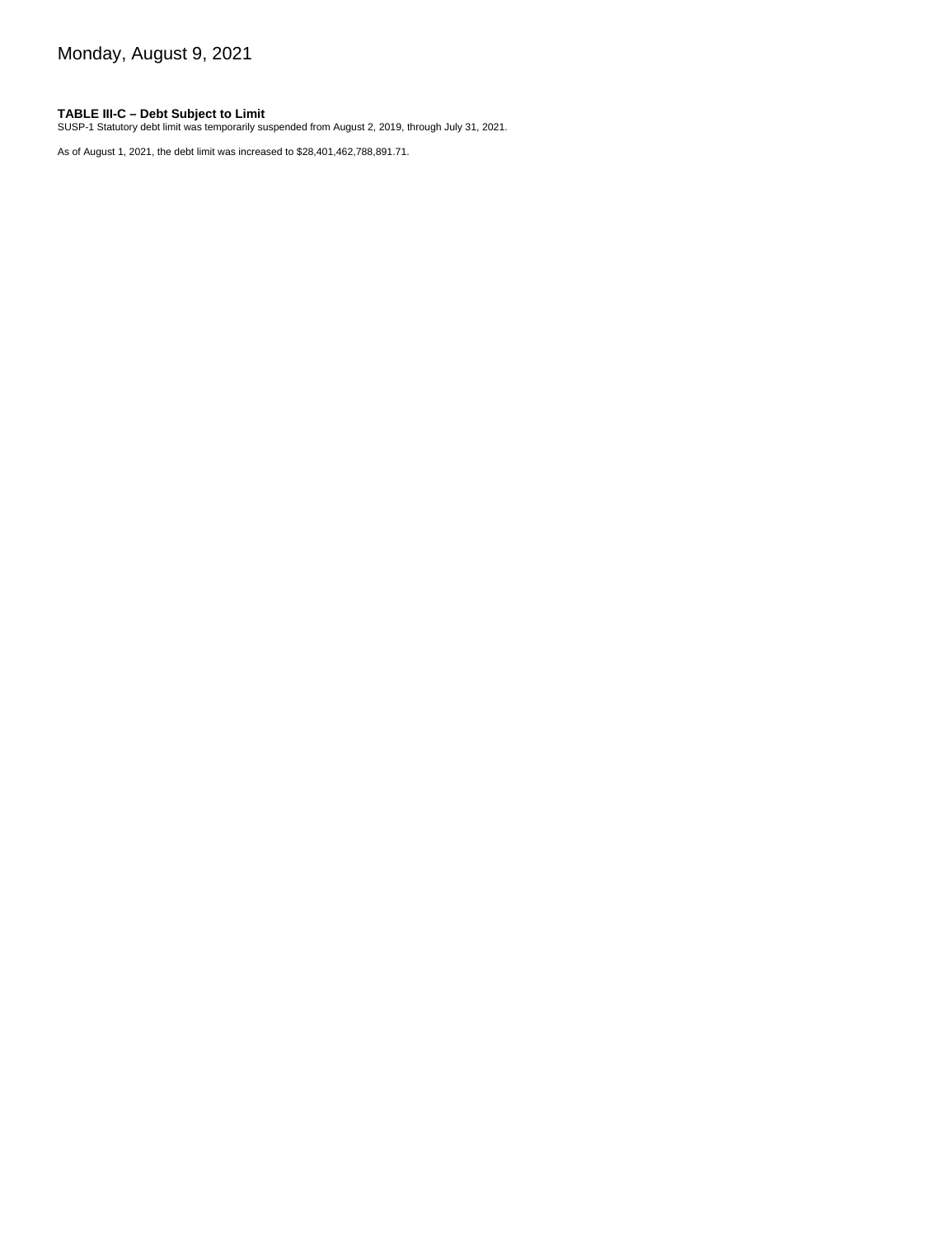Monday, August 9, 2021

**TABLE III-C – Debt Subject to Limit**

SUSP-1 Statutory debt limit was temporarily suspended from August 2, 2019, through July 31, 2021.

As of August 1, 2021, the debt limit was increased to $28,401,462,788,891.71.